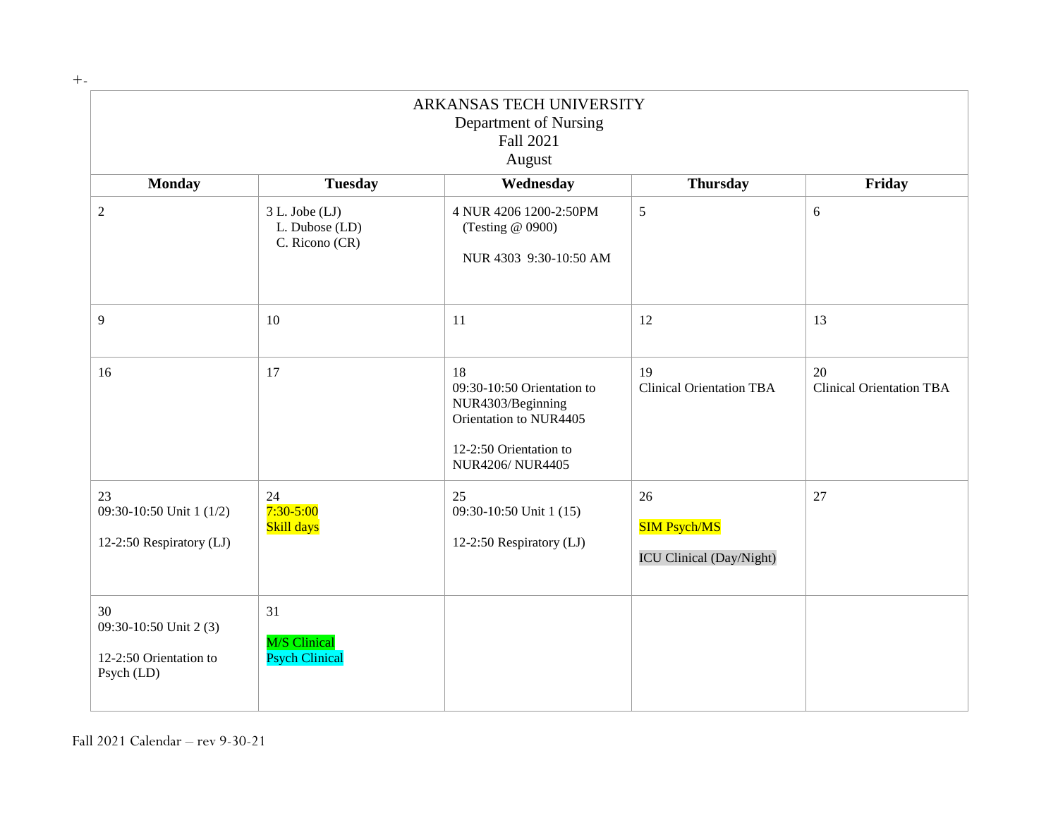+-

| ARKANSAS TECH UNIVERSITY<br>Department of Nursing<br>Fall 2021<br>August | | | | |
|---|---|---|---|---|
| **Monday** | **Tuesday** | **Wednesday** | **Thursday** | **Friday** |
| 2 | 3 L. Jobe (LJ)<br>L. Dubose (LD)<br>C. Ricono (CR) | 4 NUR 4206 1200-2:50PM<br>(Testing @ 0900)<br><br>NUR 4303 9:30-10:50 AM | 5 | 6 |
| 9 | 10 | 11 | 12 | 13 |
| 16 | 17 | 18<br>09:30-10:50 Orientation to NUR4303/Beginning Orientation to NUR4405<br><br>12-2:50 Orientation to NUR4206/ NUR4405 | 19<br>Clinical Orientation TBA | 20<br>Clinical Orientation TBA |
| 23<br>09:30-10:50 Unit 1 (1/2)<br><br>12-2:50 Respiratory (LJ) | 24<br>7:30-5:00<br>Skill days | 25<br>09:30-10:50 Unit 1 (15)<br><br>12-2:50 Respiratory (LJ) | 26<br><br>SIM Psych/MS<br><br>ICU Clinical (Day/Night) | 27 |
| 30<br>09:30-10:50 Unit 2 (3)<br><br>12-2:50 Orientation to Psych (LD) | 31<br><br>M/S Clinical<br>Psych Clinical | | | |

Fall 2021 Calendar – rev 9-30-21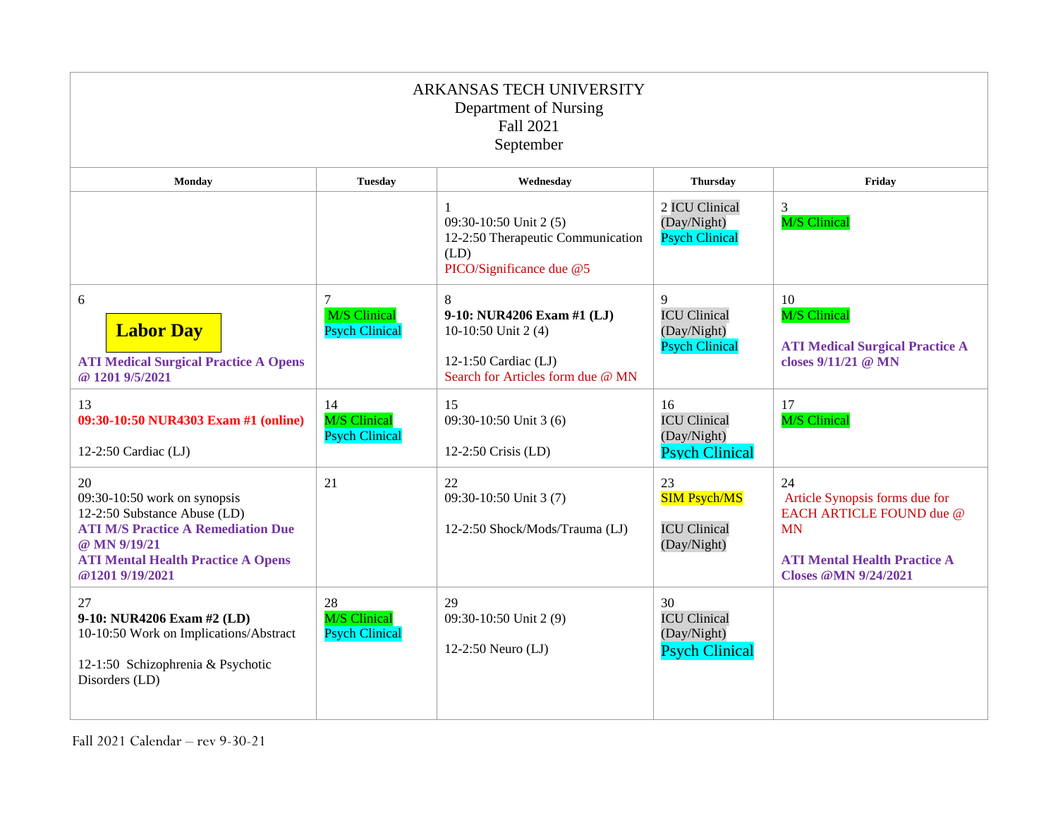ARKANSAS TECH UNIVERSITY
Department of Nursing
Fall 2021
September

| Monday | Tuesday | Wednesday | Thursday | Friday |
|---|---|---|---|---|
| | | 1<br>09:30-10:50 Unit 2 (5)<br>12-2:50 Therapeutic Communication (LD)<br>PICO/Significance due @5 | 2 ICU Clinical (Day/Night)<br>Psych Clinical | 3<br>M/S Clinical |
| 6<br>**Labor Day**<br>**ATI Medical Surgical Practice A Opens @ 1201 9/5/2021** | 7<br>M/S Clinical<br>Psych Clinical | 8<br>**9-10: NUR4206 Exam #1 (LJ)**<br>10-10:50 Unit 2 (4)<br><br>12-1:50 Cardiac (LJ)<br>Search for Articles form due @ MN | 9<br>ICU Clinical (Day/Night)<br>Psych Clinical | 10<br>M/S Clinical<br><br>**ATI Medical Surgical Practice A closes 9/11/21 @ MN** |
| 13<br>**09:30-10:50 NUR4303 Exam #1 (online)**<br><br>12-2:50 Cardiac (LJ) | 14<br>M/S Clinical<br>Psych Clinical | 15<br>09:30-10:50 Unit 3 (6)<br><br>12-2:50 Crisis (LD) | 16<br>ICU Clinical (Day/Night)<br>Psych Clinical | 17<br>M/S Clinical |
| 20<br>09:30-10:50 work on synopsis<br>12-2:50 Substance Abuse (LD)<br>**ATI M/S Practice A Remediation Due @ MN 9/19/21**<br>**ATI Mental Health Practice A Opens @1201 9/19/2021** | 21 | 22<br>09:30-10:50 Unit 3 (7)<br><br>12-2:50 Shock/Mods/Trauma (LJ) | 23<br>SIM Psych/MS<br><br>ICU Clinical (Day/Night) | 24<br>Article Synopsis forms due for EACH ARTICLE FOUND due @ MN<br><br>**ATI Mental Health Practice A Closes @MN 9/24/2021** |
| 27<br>**9-10: NUR4206 Exam #2 (LD)**<br>10-10:50 Work on Implications/Abstract<br><br>12-1:50 Schizophrenia & Psychotic Disorders (LD) | 28<br>M/S Clinical<br>Psych Clinical | 29<br>09:30-10:50 Unit 2 (9)<br><br>12-2:50 Neuro (LJ) | 30<br>ICU Clinical (Day/Night)<br>Psych Clinical | |

Fall 2021 Calendar – rev 9-30-21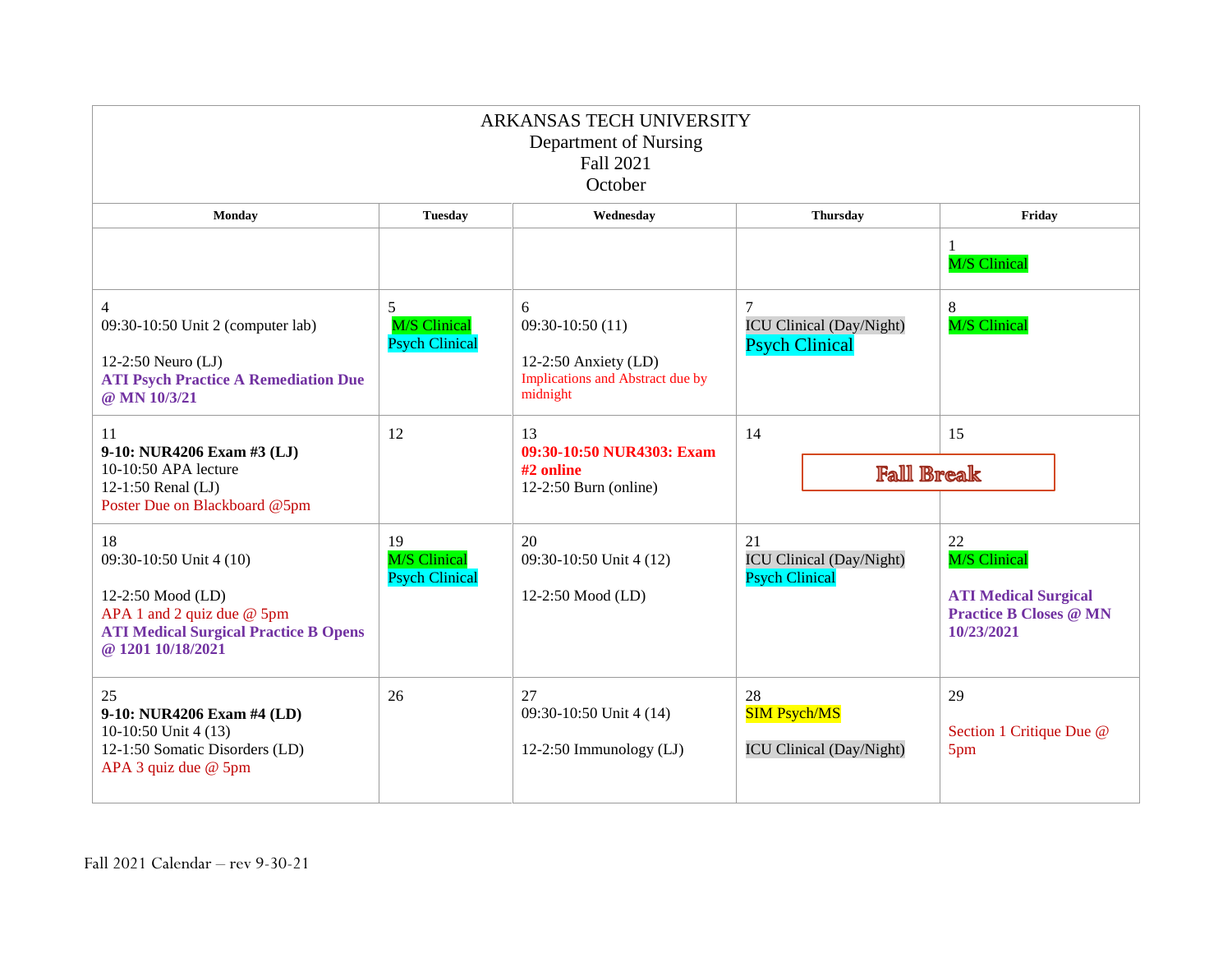# ARKANSAS TECH UNIVERSITY

Department of Nursing
Fall 2021
October

| Monday | Tuesday | Wednesday | Thursday | Friday |
|---|---|---|---|---|
| | | | | 1<br>M/S Clinical |
| 4<br>09:30-10:50 Unit 2 (computer lab)<br><br>12-2:50 Neuro (LJ)<br>**ATI Psych Practice A Remediation Due @ MN 10/3/21** | 5<br>M/S Clinical<br>Psych Clinical | 6<br>09:30-10:50 (11)<br><br>12-2:50 Anxiety (LD)<br>Implications and Abstract due by midnight | 7<br>ICU Clinical (Day/Night)<br>Psych Clinical | 8<br>M/S Clinical |
| 11<br>**9-10: NUR4206 Exam #3 (LJ)**<br>10-10:50 APA lecture<br>12-1:50 Renal (LJ)<br>Poster Due on Blackboard @5pm | 12 | 13<br>**09:30-10:50 NUR4303: Exam #2 online**<br>12-2:50 Burn (online) | 14<br>Fall Break | 15 |
| 18<br>09:30-10:50 Unit 4 (10)<br><br>12-2:50 Mood (LD)<br>APA 1 and 2 quiz due @ 5pm<br>**ATI Medical Surgical Practice B Opens @ 1201 10/18/2021** | 19<br>M/S Clinical<br>Psych Clinical | 20<br>09:30-10:50 Unit 4 (12)<br><br>12-2:50 Mood (LD) | 21<br>ICU Clinical (Day/Night)<br>Psych Clinical | 22<br>M/S Clinical<br><br>**ATI Medical Surgical Practice B Closes @ MN 10/23/2021** |
| 25<br>**9-10: NUR4206 Exam #4 (LD)**<br>10-10:50 Unit 4 (13)<br>12-1:50 Somatic Disorders (LD)<br>APA 3 quiz due @ 5pm | 26 | 27<br>09:30-10:50 Unit 4 (14)<br><br>12-2:50 Immunology (LJ) | 28<br>SIM Psych/MS<br><br>ICU Clinical (Day/Night) | 29<br><br>Section 1 Critique Due @ 5pm |

Fall 2021 Calendar – rev 9-30-21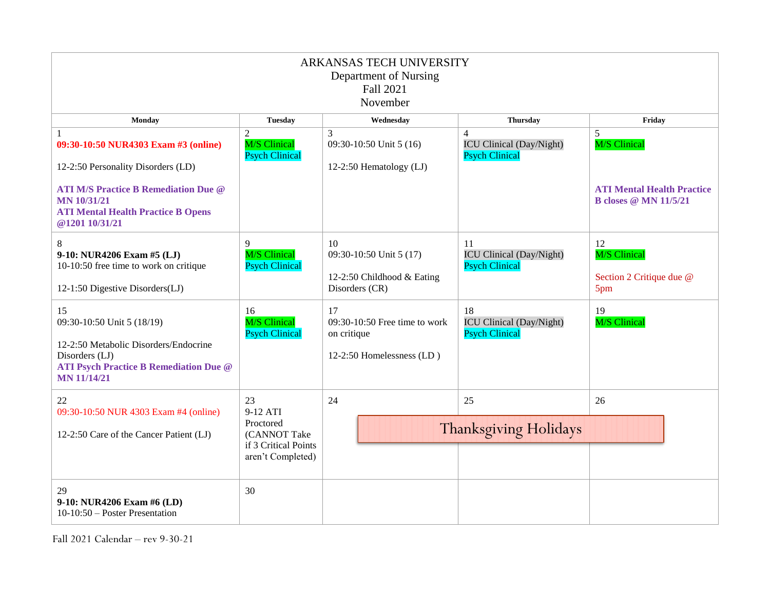ARKANSAS TECH UNIVERSITY
Department of Nursing
Fall 2021
November

| Monday | Tuesday | Wednesday | Thursday | Friday |
|---|---|---|---|---|
| 1<br>**09:30-10:50 NUR4303 Exam #3 (online)**<br><br>12-2:50 Personality Disorders (LD)<br><br>**ATI M/S Practice B Remediation Due @ MN 10/31/21**<br>**ATI Mental Health Practice B Opens @1201 10/31/21** | 2<br>M/S Clinical<br>Psych Clinical | 3<br>09:30-10:50 Unit 5 (16)<br><br>12-2:50 Hematology (LJ) | 4<br>ICU Clinical (Day/Night)<br>Psych Clinical | 5<br>M/S Clinical<br><br>**ATI Mental Health Practice B closes @ MN 11/5/21** |
| 8<br>**9-10: NUR4206 Exam #5 (LJ)**<br>10-10:50 free time to work on critique<br><br>12-1:50 Digestive Disorders(LJ) | 9<br>M/S Clinical<br>Psych Clinical | 10<br>09:30-10:50 Unit 5 (17)<br><br>12-2:50 Childhood & Eating Disorders (CR) | 11<br>ICU Clinical (Day/Night)<br>Psych Clinical | 12<br>M/S Clinical<br><br>Section 2 Critique due @ 5pm |
| 15<br>09:30-10:50 Unit 5 (18/19)<br><br>12-2:50 Metabolic Disorders/Endocrine Disorders (LJ)<br>**ATI Psych Practice B Remediation Due @ MN 11/14/21** | 16<br>M/S Clinical<br>Psych Clinical | 17<br>09:30-10:50 Free time to work on critique<br><br>12-2:50 Homelessness (LD ) | 18<br>ICU Clinical (Day/Night)<br>Psych Clinical | 19<br>M/S Clinical |
| 22<br>09:30-10:50 NUR 4303 Exam #4 (online)<br><br>12-2:50 Care of the Cancer Patient (LJ) | 23<br>9-12 ATI Proctored (CANNOT Take if 3 Critical Points aren't Completed) | 24<br>Thanksgiving Holidays | 25<br>Thanksgiving Holidays | 26<br>Thanksgiving Holidays |
| 29<br>**9-10: NUR4206 Exam #6 (LD)**<br>10-10:50 – Poster Presentation | 30 | | | |

Fall 2021 Calendar – rev 9-30-21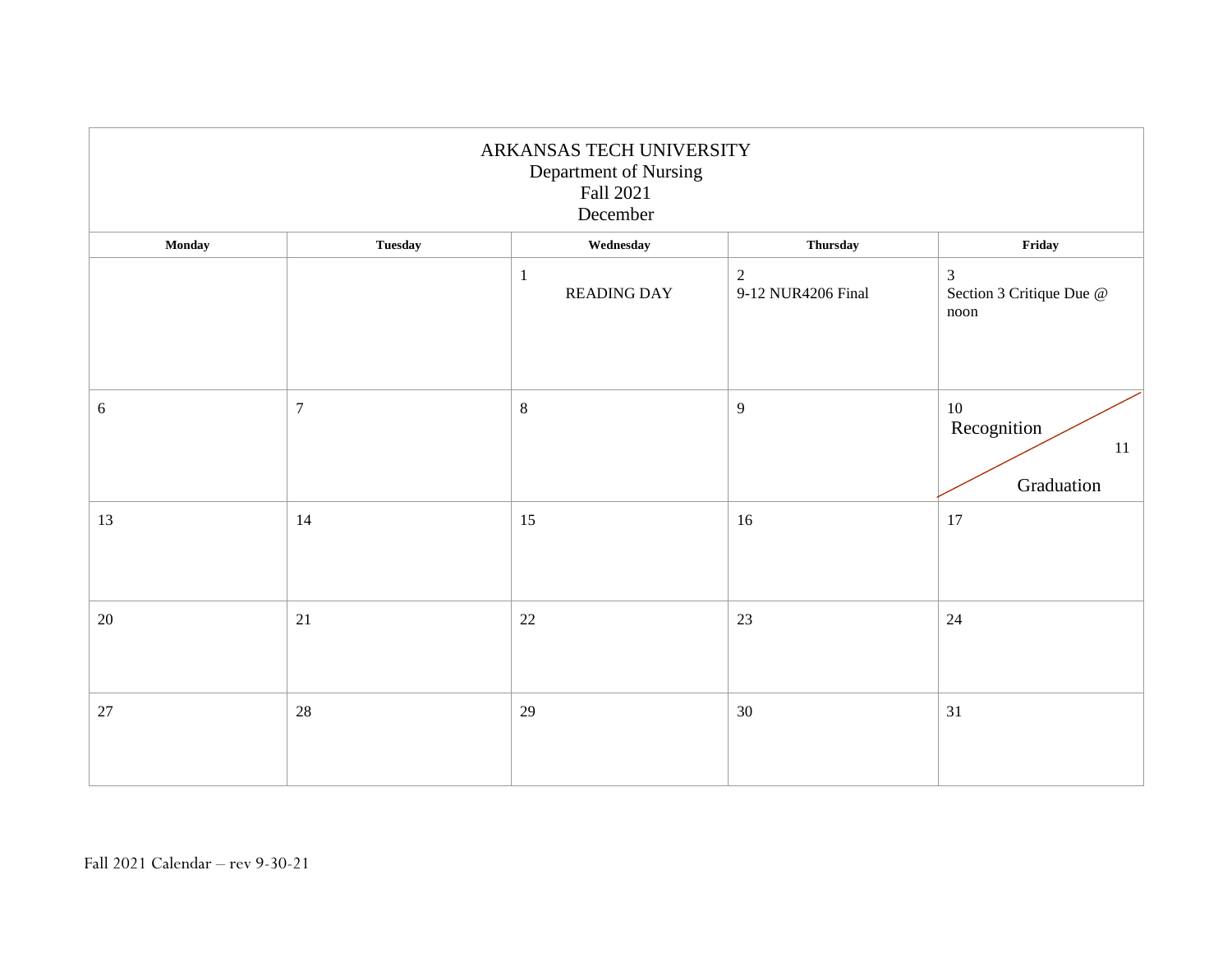ARKANSAS TECH UNIVERSITY
Department of Nursing
Fall 2021
December

| Monday | Tuesday | Wednesday | Thursday | Friday |
| --- | --- | --- | --- | --- |
| | | 1<br>READING DAY | 2<br>9-12 NUR4206 Final | 3<br>Section 3 Critique Due @ noon |
| 6 | 7 | 8 | 9 | 10<br>Recognition<br>11<br>Graduation |
| 13 | 14 | 15 | 16 | 17 |
| 20 | 21 | 22 | 23 | 24 |
| 27 | 28 | 29 | 30 | 31 |

Fall 2021 Calendar – rev 9-30-21